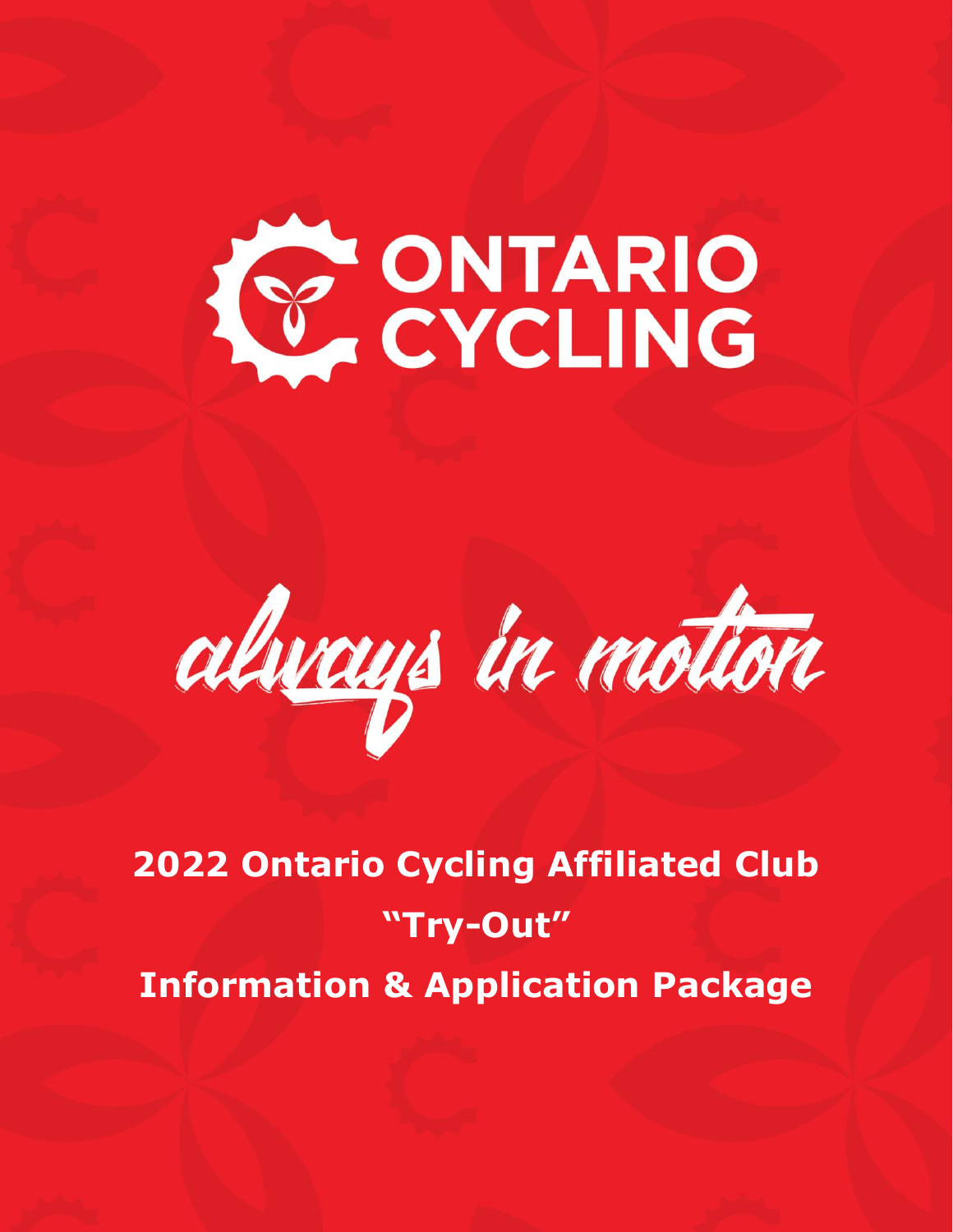# ONTARIO CYCLING

*always in motion*

**2022 Ontario Cycling Affiliated Club**

**"Try-Out"**

**Information & Application Package**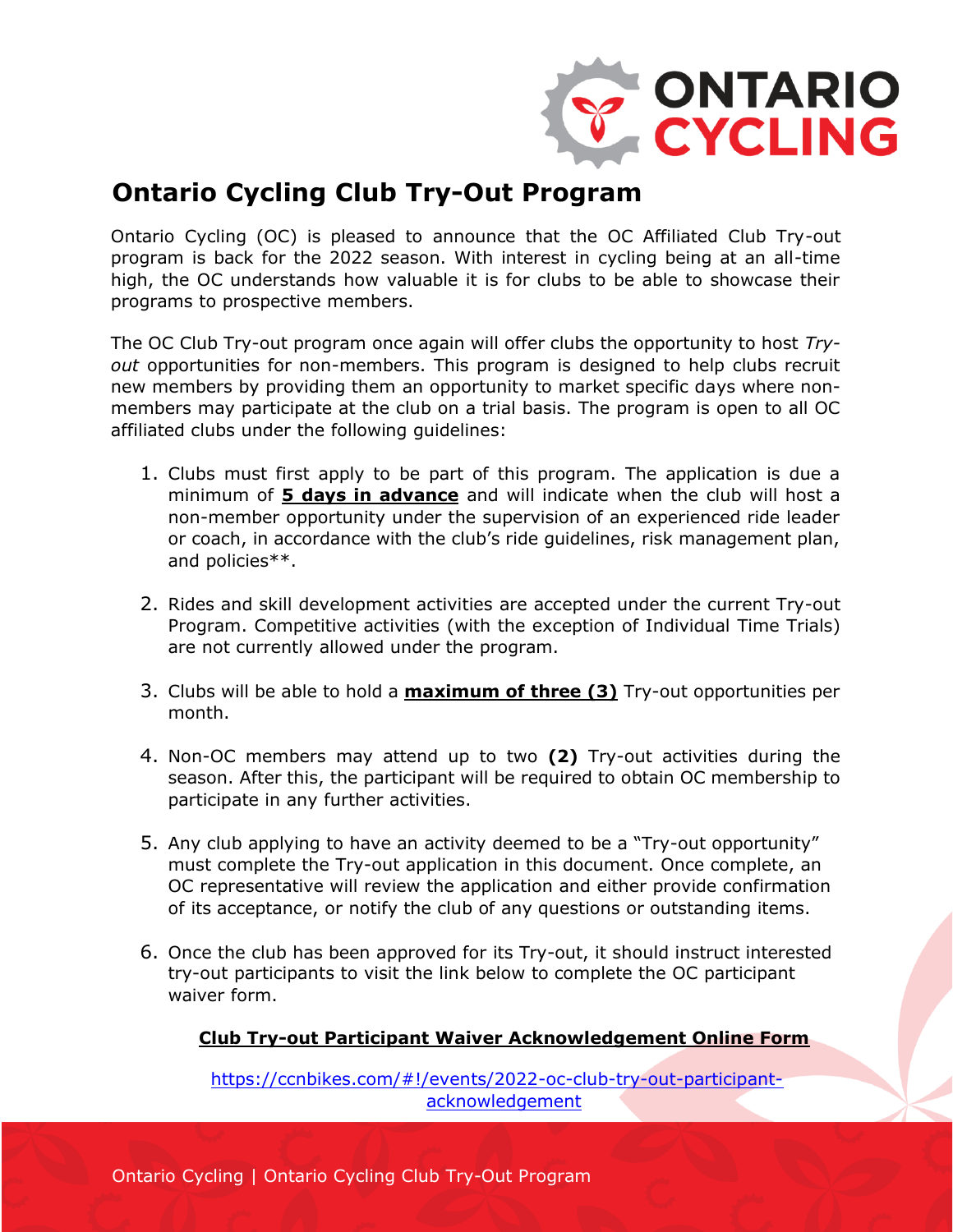# Ontario Cycling Club Try-Out Program

Ontario Cycling (OC) is pleased to announce that the OC Affiliated Club Try-out program is back for the 2022 season. With interest in cycling being at an all-time high, the OC understands how valuable it is for clubs to be able to showcase their programs to prospective members.

The OC Club Try-out program once again will offer clubs the opportunity to host *Try-out* opportunities for non-members. This program is designed to help clubs recruit new members by providing them an opportunity to market specific days where non-members may participate at the club on a trial basis. The program is open to all OC affiliated clubs under the following guidelines:

1. Clubs must first apply to be part of this program. The application is due a minimum of **5 days in advance** and will indicate when the club will host a non-member opportunity under the supervision of an experienced ride leader or coach, in accordance with the club's ride guidelines, risk management plan, and policies**.

2. Rides and skill development activities are accepted under the current Try-out Program. Competitive activities (with the exception of Individual Time Trials) are not currently allowed under the program.

3. Clubs will be able to hold a **maximum of three (3)** Try-out opportunities per month.

4. Non-OC members may attend up to two **(2)** Try-out activities during the season. After this, the participant will be required to obtain OC membership to participate in any further activities.

5. Any club applying to have an activity deemed to be a "Try-out opportunity" must complete the Try-out application in this document. Once complete, an OC representative will review the application and either provide confirmation of its acceptance, or notify the club of any questions or outstanding items.

6. Once the club has been approved for its Try-out, it should instruct interested try-out participants to visit the link below to complete the OC participant waiver form.

**Club Try-out Participant Waiver Acknowledgement Online Form**

https://ccnbikes.com/#!/events/2022-oc-club-try-out-participant-acknowledgement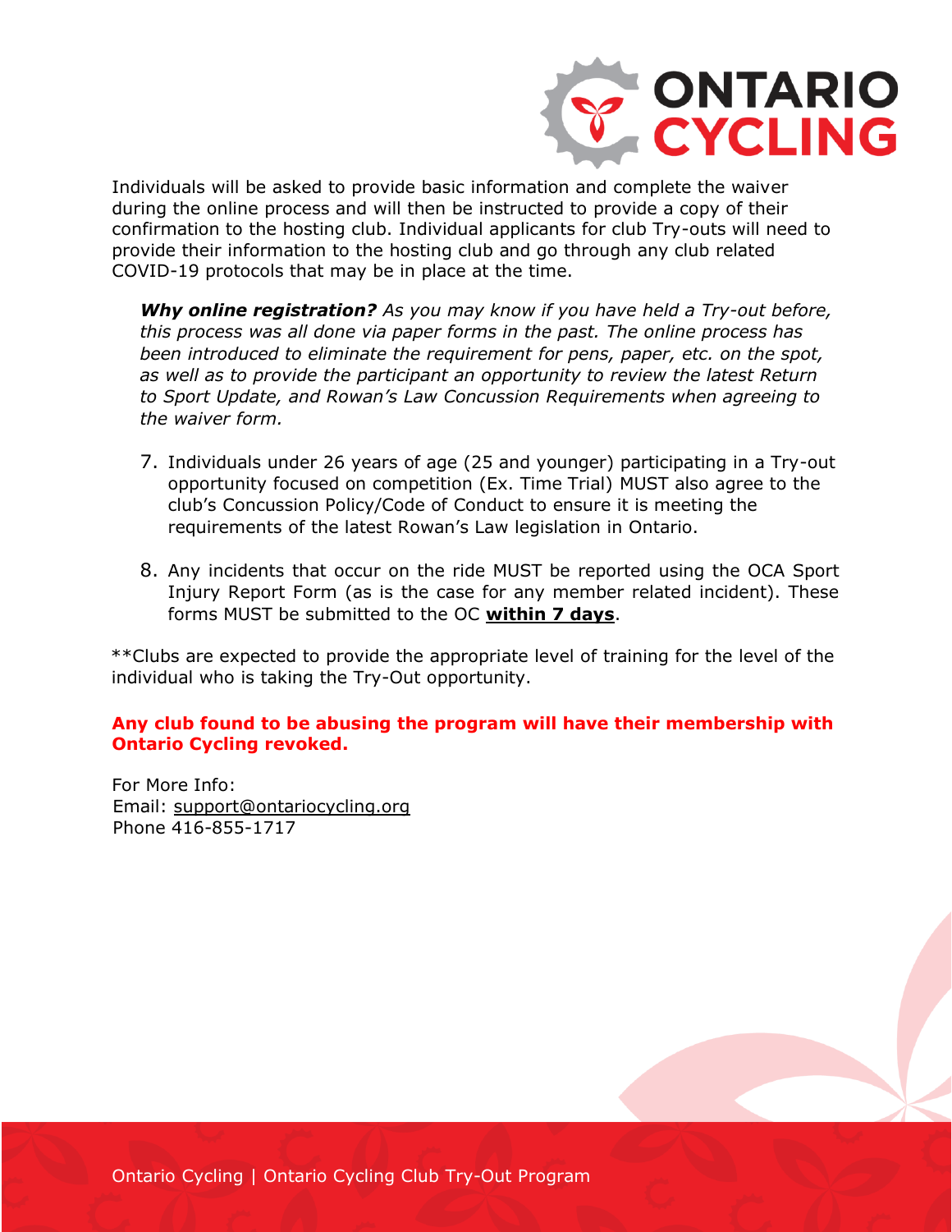Individuals will be asked to provide basic information and complete the waiver during the online process and will then be instructed to provide a copy of their confirmation to the hosting club. Individual applicants for club Try-outs will need to provide their information to the hosting club and go through any club related COVID-19 protocols that may be in place at the time.

> ***Why online registration?*** *As you may know if you have held a Try-out before, this process was all done via paper forms in the past. The online process has been introduced to eliminate the requirement for pens, paper, etc. on the spot, as well as to provide the participant an opportunity to review the latest Return to Sport Update, and Rowan's Law Concussion Requirements when agreeing to the waiver form.*

7. Individuals under 26 years of age (25 and younger) participating in a Try-out opportunity focused on competition (Ex. Time Trial) MUST also agree to the club's Concussion Policy/Code of Conduct to ensure it is meeting the requirements of the latest Rowan's Law legislation in Ontario.

8. Any incidents that occur on the ride MUST be reported using the OCA Sport Injury Report Form (as is the case for any member related incident). These forms MUST be submitted to the OC **within 7 days**.

**Clubs are expected to provide the appropriate level of training for the level of the individual who is taking the Try-Out opportunity.

**Any club found to be abusing the program will have their membership with Ontario Cycling revoked.**

For More Info:
Email: support@ontariocycling.org
Phone 416-855-1717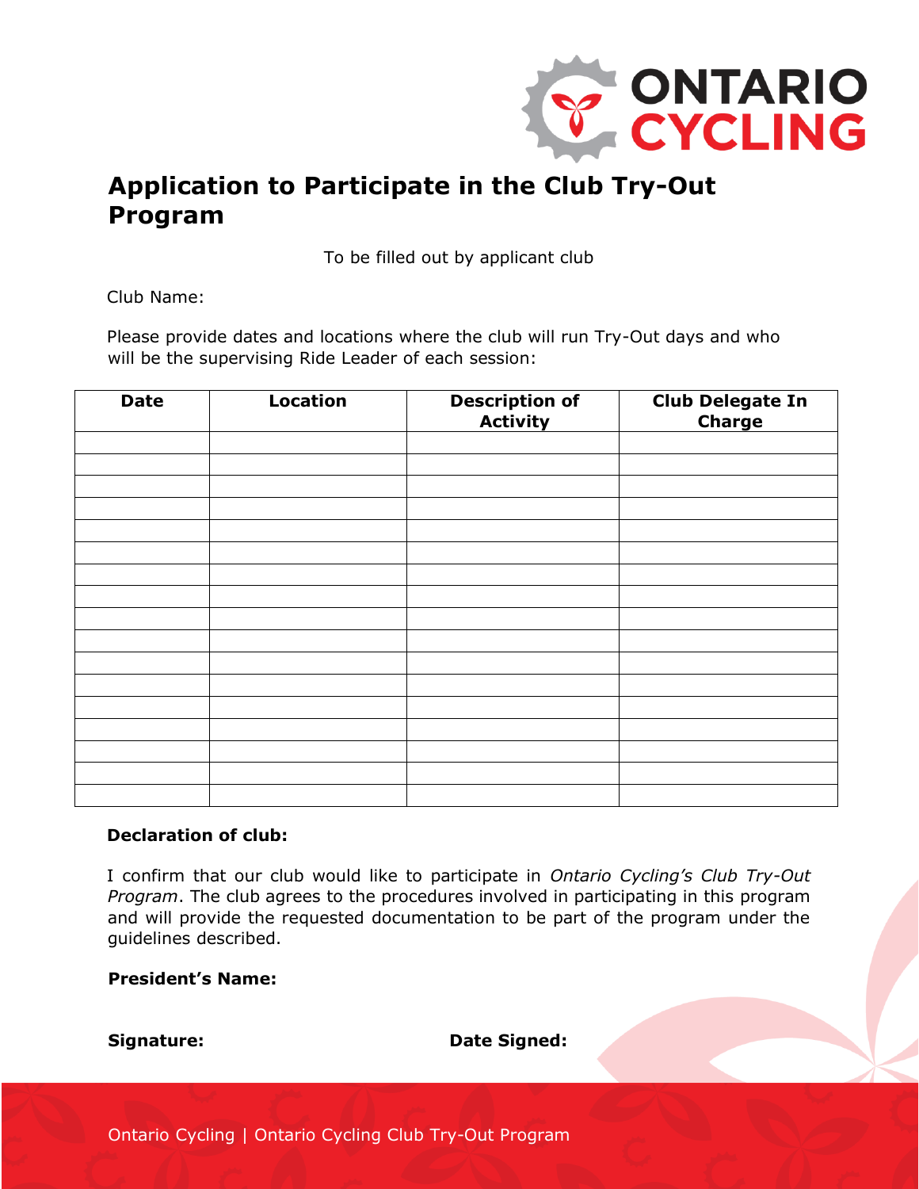# Application to Participate in the Club Try-Out Program

To be filled out by applicant club

Club Name:

Please provide dates and locations where the club will run Try-Out days and who will be the supervising Ride Leader of each session:

| Date | Location | Description of Activity | Club Delegate In Charge |
|---|---|---|---|
| | | | |
| | | | |
| | | | |
| | | | |
| | | | |
| | | | |
| | | | |
| | | | |
| | | | |
| | | | |
| | | | |
| | | | |
| | | | |
| | | | |
| | | | |
| | | | |
| | | | |

**Declaration of club:**

I confirm that our club would like to participate in *Ontario Cycling's Club Try-Out Program*. The club agrees to the procedures involved in participating in this program and will provide the requested documentation to be part of the program under the guidelines described.

**President's Name:**

**Signature:** **Date Signed:**